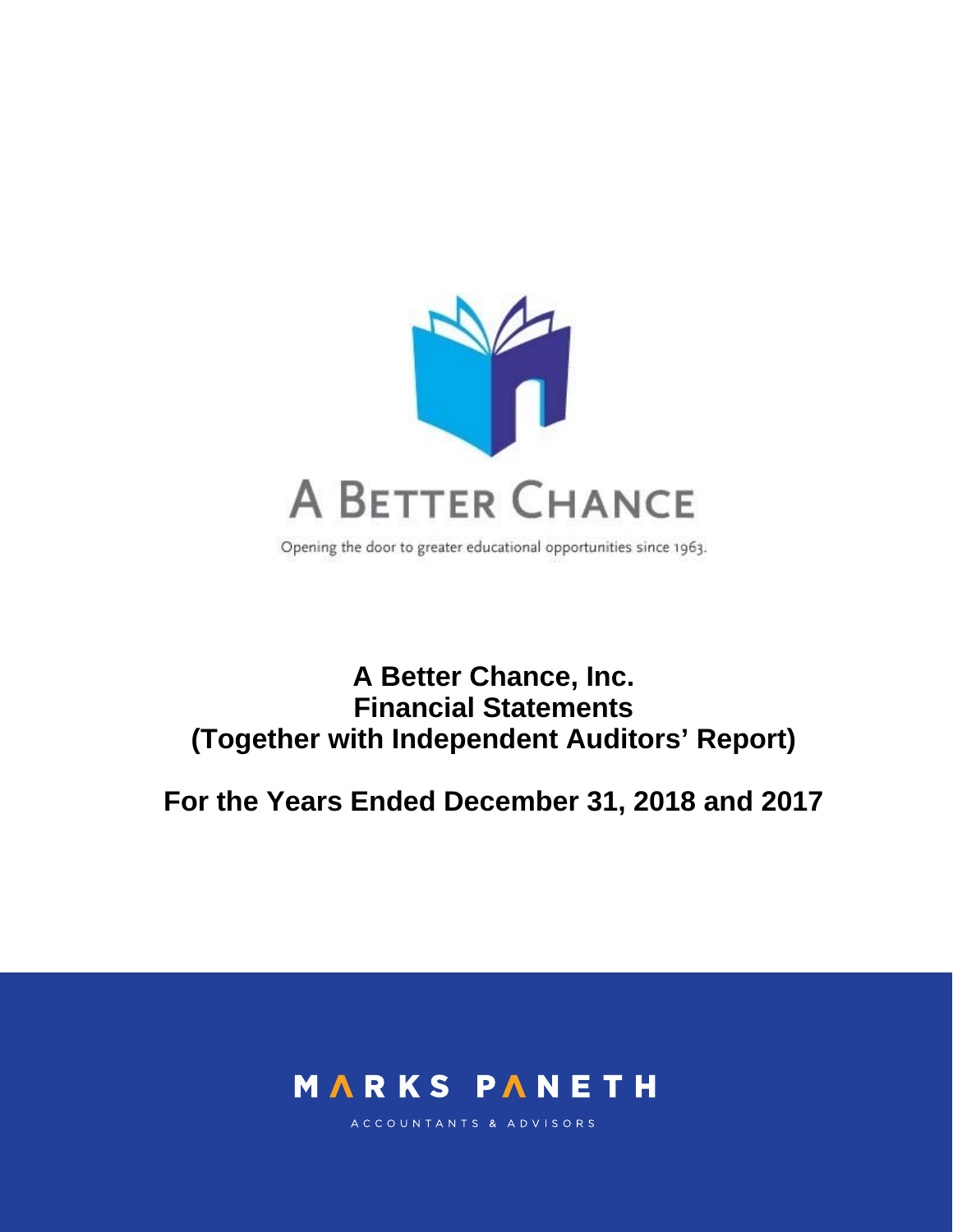A BETTER CHANCE

Opening the door to greater educational opportunities since 1963.

# A Better Chance, Inc.
# Financial Statements
# (Together with Independent Auditors' Report)

## For the Years Ended December 31, 2018 and 2017

MARKS PANETH

ACCOUNTANTS & ADVISORS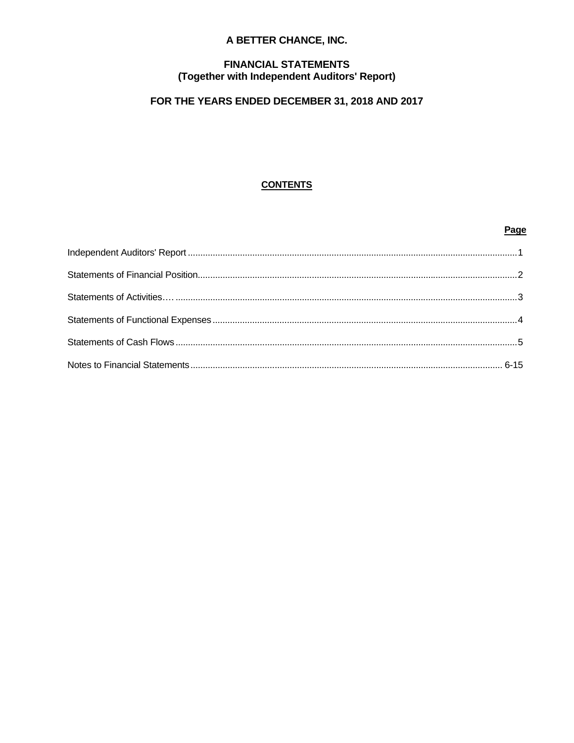# A BETTER CHANCE, INC.

## FINANCIAL STATEMENTS
## (Together with Independent Auditors' Report)

## FOR THE YEARS ENDED DECEMBER 31, 2018 AND 2017

**CONTENTS**

| | Page |
|---|---|
| Independent Auditors' Report | 1 |
| Statements of Financial Position | 2 |
| Statements of Activities | 3 |
| Statements of Functional Expenses | 4 |
| Statements of Cash Flows | 5 |
| Notes to Financial Statements | 6-15 |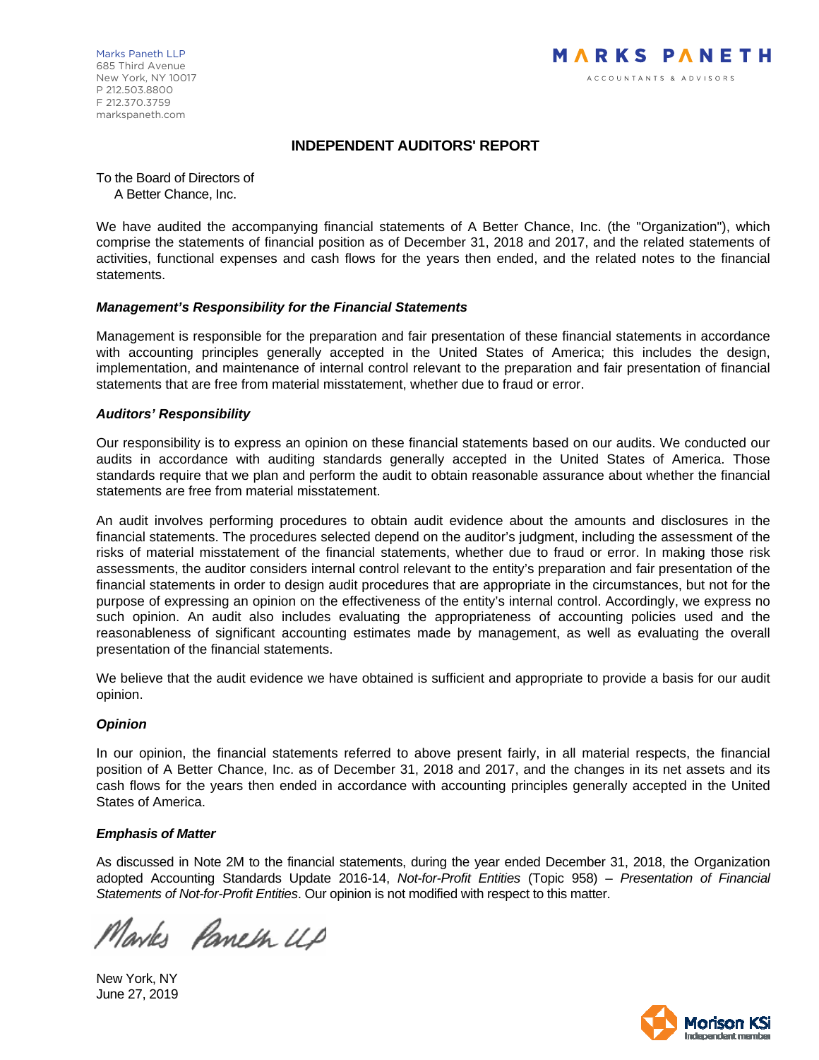Marks Paneth LLP
685 Third Avenue
New York, NY 10017
P 212.503.8800
F 212.370.3759
markspaneth.com

MARKS PANETH
ACCOUNTANTS & ADVISORS

# INDEPENDENT AUDITORS' REPORT

To the Board of Directors of
A Better Chance, Inc.

We have audited the accompanying financial statements of A Better Chance, Inc. (the "Organization"), which comprise the statements of financial position as of December 31, 2018 and 2017, and the related statements of activities, functional expenses and cash flows for the years then ended, and the related notes to the financial statements.

### *Management's Responsibility for the Financial Statements*

Management is responsible for the preparation and fair presentation of these financial statements in accordance with accounting principles generally accepted in the United States of America; this includes the design, implementation, and maintenance of internal control relevant to the preparation and fair presentation of financial statements that are free from material misstatement, whether due to fraud or error.

### *Auditors' Responsibility*

Our responsibility is to express an opinion on these financial statements based on our audits. We conducted our audits in accordance with auditing standards generally accepted in the United States of America. Those standards require that we plan and perform the audit to obtain reasonable assurance about whether the financial statements are free from material misstatement.

An audit involves performing procedures to obtain audit evidence about the amounts and disclosures in the financial statements. The procedures selected depend on the auditor's judgment, including the assessment of the risks of material misstatement of the financial statements, whether due to fraud or error. In making those risk assessments, the auditor considers internal control relevant to the entity's preparation and fair presentation of the financial statements in order to design audit procedures that are appropriate in the circumstances, but not for the purpose of expressing an opinion on the effectiveness of the entity's internal control. Accordingly, we express no such opinion. An audit also includes evaluating the appropriateness of accounting policies used and the reasonableness of significant accounting estimates made by management, as well as evaluating the overall presentation of the financial statements.

We believe that the audit evidence we have obtained is sufficient and appropriate to provide a basis for our audit opinion.

### *Opinion*

In our opinion, the financial statements referred to above present fairly, in all material respects, the financial position of A Better Chance, Inc. as of December 31, 2018 and 2017, and the changes in its net assets and its cash flows for the years then ended in accordance with accounting principles generally accepted in the United States of America.

### *Emphasis of Matter*

As discussed in Note 2M to the financial statements, during the year ended December 31, 2018, the Organization adopted Accounting Standards Update 2016-14, *Not-for-Profit Entities* (Topic 958) – *Presentation of Financial Statements of Not-for-Profit Entities*. Our opinion is not modified with respect to this matter.

*Marks Paneth LLP*

New York, NY
June 27, 2019

Morison KSi
Independent member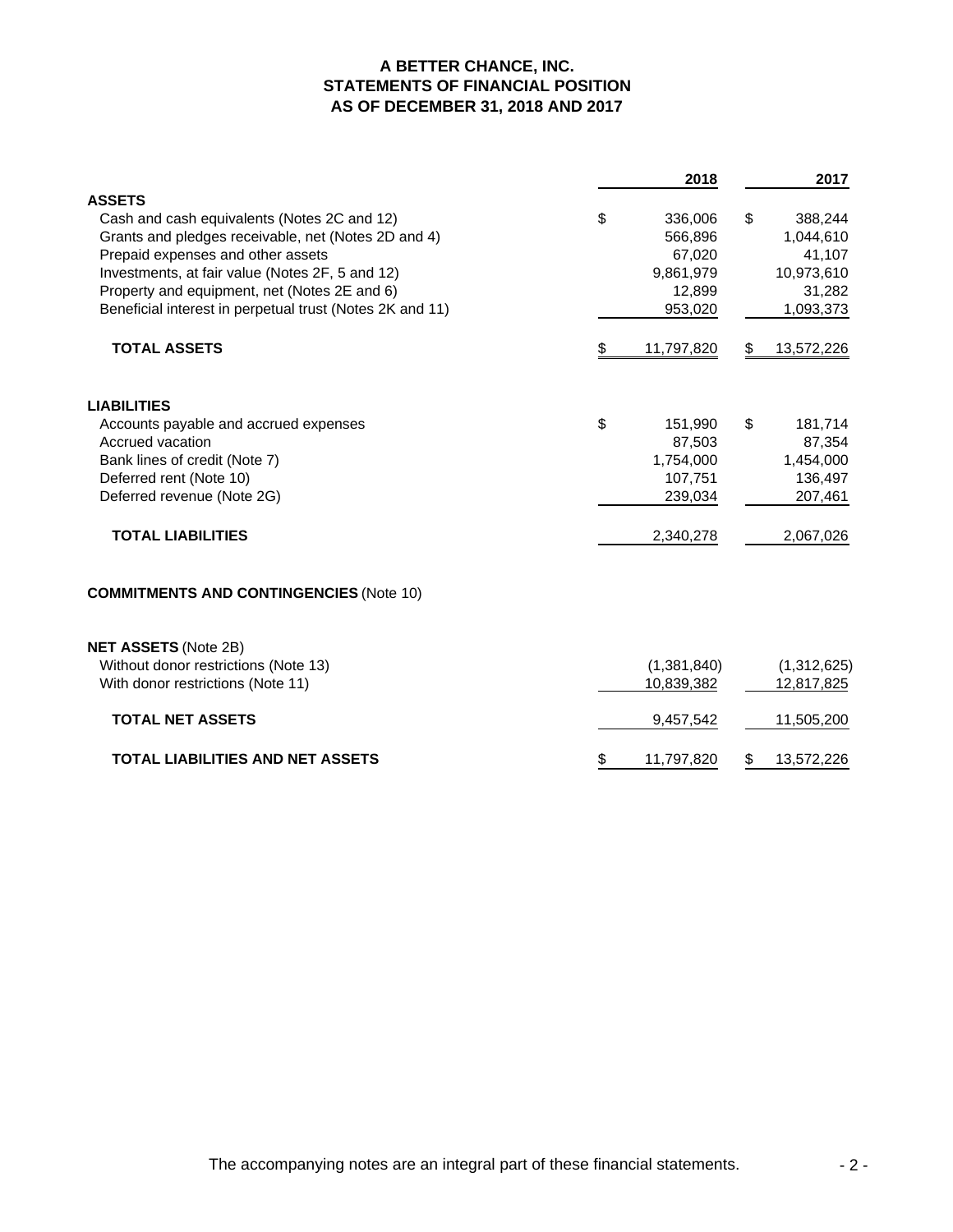# A BETTER CHANCE, INC.
## STATEMENTS OF FINANCIAL POSITION
## AS OF DECEMBER 31, 2018 AND 2017

| | 2018 | 2017 |
|---|---|---|
| **ASSETS** | | |
| Cash and cash equivalents (Notes 2C and 12) | $ 336,006 | $ 388,244 |
| Grants and pledges receivable, net (Notes 2D and 4) | 566,896 | 1,044,610 |
| Prepaid expenses and other assets | 67,020 | 41,107 |
| Investments, at fair value (Notes 2F, 5 and 12) | 9,861,979 | 10,973,610 |
| Property and equipment, net (Notes 2E and 6) | 12,899 | 31,282 |
| Beneficial interest in perpetual trust (Notes 2K and 11) | 953,020 | 1,093,373 |
| **TOTAL ASSETS** | $ 11,797,820 | $ 13,572,226 |
| **LIABILITIES** | | |
| Accounts payable and accrued expenses | $ 151,990 | $ 181,714 |
| Accrued vacation | 87,503 | 87,354 |
| Bank lines of credit (Note 7) | 1,754,000 | 1,454,000 |
| Deferred rent (Note 10) | 107,751 | 136,497 |
| Deferred revenue (Note 2G) | 239,034 | 207,461 |
| **TOTAL LIABILITIES** | 2,340,278 | 2,067,026 |
| **COMMITMENTS AND CONTINGENCIES** (Note 10) | | |
| **NET ASSETS** (Note 2B) | | |
| Without donor restrictions (Note 13) | (1,381,840) | (1,312,625) |
| With donor restrictions (Note 11) | 10,839,382 | 12,817,825 |
| **TOTAL NET ASSETS** | 9,457,542 | 11,505,200 |
| **TOTAL LIABILITIES AND NET ASSETS** | $ 11,797,820 | $ 13,572,226 |

The accompanying notes are an integral part of these financial statements.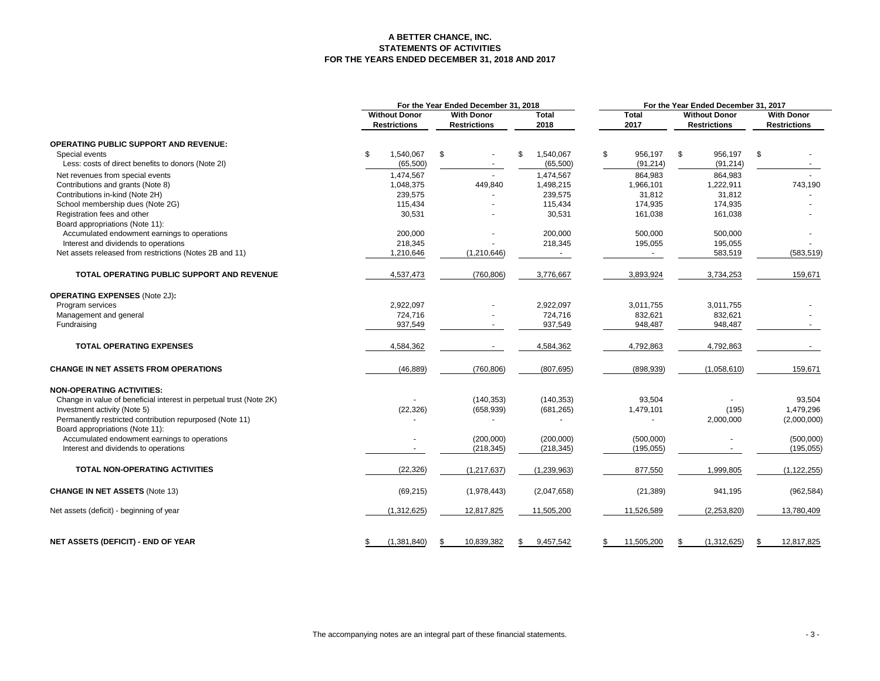# A BETTER CHANCE, INC.
## STATEMENTS OF ACTIVITIES
## FOR THE YEARS ENDED DECEMBER 31, 2018 AND 2017

| | For the Year Ended December 31, 2018 | | | For the Year Ended December 31, 2017 | | |
|---|---|---|---|---|---|---|
| | Without Donor Restrictions | With Donor Restrictions | Total 2018 | Total 2017 | Without Donor Restrictions | With Donor Restrictions |
| **OPERATING PUBLIC SUPPORT AND REVENUE:** | | | | | | |
| Special events | $ 1,540,067 | $ - | $ 1,540,067 | $ 956,197 | $ 956,197 | $ - |
| Less: costs of direct benefits to donors (Note 2I) | (65,500) | - | (65,500) | (91,214) | (91,214) | - |
| Net revenues from special events | 1,474,567 | - | 1,474,567 | 864,983 | 864,983 | - |
| Contributions and grants (Note 8) | 1,048,375 | 449,840 | 1,498,215 | 1,966,101 | 1,222,911 | 743,190 |
| Contributions in-kind (Note 2H) | 239,575 | - | 239,575 | 31,812 | 31,812 | - |
| School membership dues (Note 2G) | 115,434 | - | 115,434 | 174,935 | 174,935 | - |
| Registration fees and other | 30,531 | - | 30,531 | 161,038 | 161,038 | - |
| Board appropriations (Note 11): | | | | | | |
| Accumulated endowment earnings to operations | 200,000 | - | 200,000 | 500,000 | 500,000 | - |
| Interest and dividends to operations | 218,345 | - | 218,345 | 195,055 | 195,055 | - |
| Net assets released from restrictions (Notes 2B and 11) | 1,210,646 | (1,210,646) | - | - | 583,519 | (583,519) |
| **TOTAL OPERATING PUBLIC SUPPORT AND REVENUE** | 4,537,473 | (760,806) | 3,776,667 | 3,893,924 | 3,734,253 | 159,671 |
| **OPERATING EXPENSES** (Note 2J)**:** | | | | | | |
| Program services | 2,922,097 | - | 2,922,097 | 3,011,755 | 3,011,755 | - |
| Management and general | 724,716 | - | 724,716 | 832,621 | 832,621 | - |
| Fundraising | 937,549 | - | 937,549 | 948,487 | 948,487 | - |
| **TOTAL OPERATING EXPENSES** | 4,584,362 | - | 4,584,362 | 4,792,863 | 4,792,863 | - |
| **CHANGE IN NET ASSETS FROM OPERATIONS** | (46,889) | (760,806) | (807,695) | (898,939) | (1,058,610) | 159,671 |
| **NON-OPERATING ACTIVITIES:** | | | | | | |
| Change in value of beneficial interest in perpetual trust (Note 2K) | - | (140,353) | (140,353) | 93,504 | - | 93,504 |
| Investment activity (Note 5) | (22,326) | (658,939) | (681,265) | 1,479,101 | (195) | 1,479,296 |
| Permanently restricted contribution repurposed (Note 11) | - | - | - | - | 2,000,000 | (2,000,000) |
| Board appropriations (Note 11): | | | | | | |
| Accumulated endowment earnings to operations | - | (200,000) | (200,000) | (500,000) | - | (500,000) |
| Interest and dividends to operations | - | (218,345) | (218,345) | (195,055) | - | (195,055) |
| **TOTAL NON-OPERATING ACTIVITIES** | (22,326) | (1,217,637) | (1,239,963) | 877,550 | 1,999,805 | (1,122,255) |
| **CHANGE IN NET ASSETS** (Note 13) | (69,215) | (1,978,443) | (2,047,658) | (21,389) | 941,195 | (962,584) |
| Net assets (deficit) - beginning of year | (1,312,625) | 12,817,825 | 11,505,200 | 11,526,589 | (2,253,820) | 13,780,409 |
| **NET ASSETS (DEFICIT) - END OF YEAR** | $ (1,381,840) | $ 10,839,382 | $ 9,457,542 | $ 11,505,200 | $ (1,312,625) | $ 12,817,825 |

The accompanying notes are an integral part of these financial statements.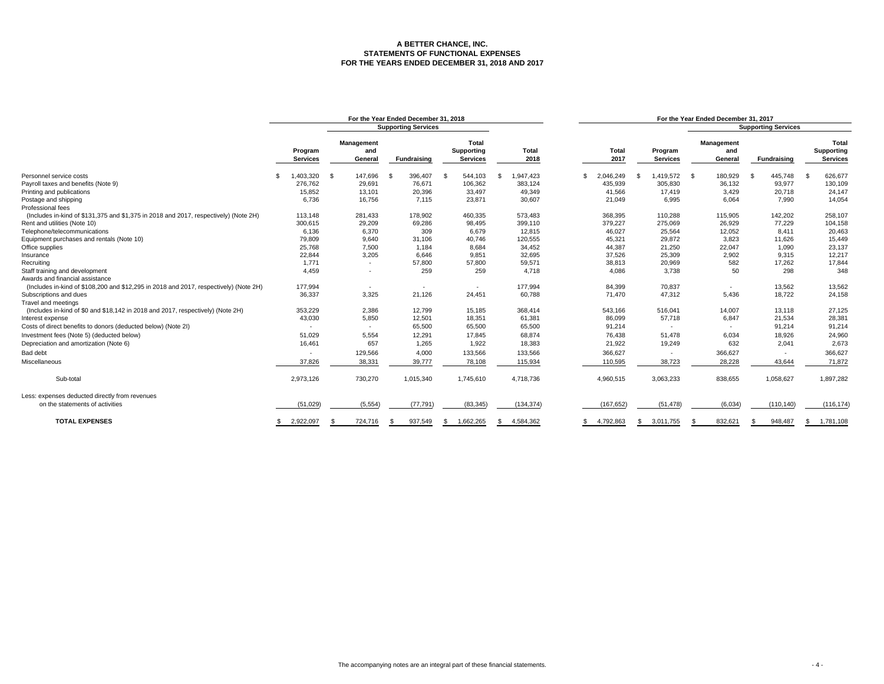# A BETTER CHANCE, INC.
## STATEMENTS OF FUNCTIONAL EXPENSES
## FOR THE YEARS ENDED DECEMBER 31, 2018 AND 2017

| | For the Year Ended December 31, 2018 | | | | | For the Year Ended December 31, 2017 | | | | |
|---|---|---|---|---|---|---|---|---|---|---|
| | | Supporting Services | | | | | | Supporting Services | | |
| | Program Services | Management and General | Fundraising | Total Supporting Services | Total 2018 | Total 2017 | Program Services | Management and General | Fundraising | Total Supporting Services |
| Personnel service costs | $ 1,403,320 | $ 147,696 | $ 396,407 | $ 544,103 | $ 1,947,423 | $ 2,046,249 | $ 1,419,572 | $ 180,929 | $ 445,748 | $ 626,677 |
| Payroll taxes and benefits (Note 9) | 276,762 | 29,691 | 76,671 | 106,362 | 383,124 | 435,939 | 305,830 | 36,132 | 93,977 | 130,109 |
| Printing and publications | 15,852 | 13,101 | 20,396 | 33,497 | 49,349 | 41,566 | 17,419 | 3,429 | 20,718 | 24,147 |
| Postage and shipping | 6,736 | 16,756 | 7,115 | 23,871 | 30,607 | 21,049 | 6,995 | 6,064 | 7,990 | 14,054 |
| Professional fees (Includes in-kind of $131,375 and $1,375 in 2018 and 2017, respectively) (Note 2H) | 113,148 | 281,433 | 178,902 | 460,335 | 573,483 | 368,395 | 110,288 | 115,905 | 142,202 | 258,107 |
| Rent and utilities (Note 10) | 300,615 | 29,209 | 69,286 | 98,495 | 399,110 | 379,227 | 275,069 | 26,929 | 77,229 | 104,158 |
| Telephone/telecommunications | 6,136 | 6,370 | 309 | 6,679 | 12,815 | 46,027 | 25,564 | 12,052 | 8,411 | 20,463 |
| Equipment purchases and rentals (Note 10) | 79,809 | 9,640 | 31,106 | 40,746 | 120,555 | 45,321 | 29,872 | 3,823 | 11,626 | 15,449 |
| Office supplies | 25,768 | 7,500 | 1,184 | 8,684 | 34,452 | 44,387 | 21,250 | 22,047 | 1,090 | 23,137 |
| Insurance | 22,844 | 3,205 | 6,646 | 9,851 | 32,695 | 37,526 | 25,309 | 2,902 | 9,315 | 12,217 |
| Recruiting | 1,771 | - | 57,800 | 57,800 | 59,571 | 38,813 | 20,969 | 582 | 17,262 | 17,844 |
| Staff training and development | 4,459 | - | 259 | 259 | 4,718 | 4,086 | 3,738 | 50 | 298 | 348 |
| Awards and financial assistance (Includes in-kind of $108,200 and $12,295 in 2018 and 2017, respectively) (Note 2H) | 177,994 | - | - | - | 177,994 | 84,399 | 70,837 | - | 13,562 | 13,562 |
| Subscriptions and dues | 36,337 | 3,325 | 21,126 | 24,451 | 60,788 | 71,470 | 47,312 | 5,436 | 18,722 | 24,158 |
| Travel and meetings (Includes in-kind of $0 and $18,142 in 2018 and 2017, respectively) (Note 2H) | 353,229 | 2,386 | 12,799 | 15,185 | 368,414 | 543,166 | 516,041 | 14,007 | 13,118 | 27,125 |
| Interest expense | 43,030 | 5,850 | 12,501 | 18,351 | 61,381 | 86,099 | 57,718 | 6,847 | 21,534 | 28,381 |
| Costs of direct benefits to donors (deducted below) (Note 2I) | - | - | 65,500 | 65,500 | 65,500 | 91,214 | - | - | 91,214 | 91,214 |
| Investment fees (Note 5) (deducted below) | 51,029 | 5,554 | 12,291 | 17,845 | 68,874 | 76,438 | 51,478 | 6,034 | 18,926 | 24,960 |
| Depreciation and amortization (Note 6) | 16,461 | 657 | 1,265 | 1,922 | 18,383 | 21,922 | 19,249 | 632 | 2,041 | 2,673 |
| Bad debt | - | 129,566 | 4,000 | 133,566 | 133,566 | 366,627 | - | 366,627 | - | 366,627 |
| Miscellaneous | 37,826 | 38,331 | 39,777 | 78,108 | 115,934 | 110,595 | 38,723 | 28,228 | 43,644 | 71,872 |
| Sub-total | 2,973,126 | 730,270 | 1,015,340 | 1,745,610 | 4,718,736 | 4,960,515 | 3,063,233 | 838,655 | 1,058,627 | 1,897,282 |
| Less: expenses deducted directly from revenues on the statements of activities | (51,029) | (5,554) | (77,791) | (83,345) | (134,374) | (167,652) | (51,478) | (6,034) | (110,140) | (116,174) |
| **TOTAL EXPENSES** | $ 2,922,097 | $ 724,716 | $ 937,549 | $ 1,662,265 | $ 4,584,362 | $ 4,792,863 | $ 3,011,755 | $ 832,621 | $ 948,487 | $ 1,781,108 |

The accompanying notes are an integral part of these financial statements.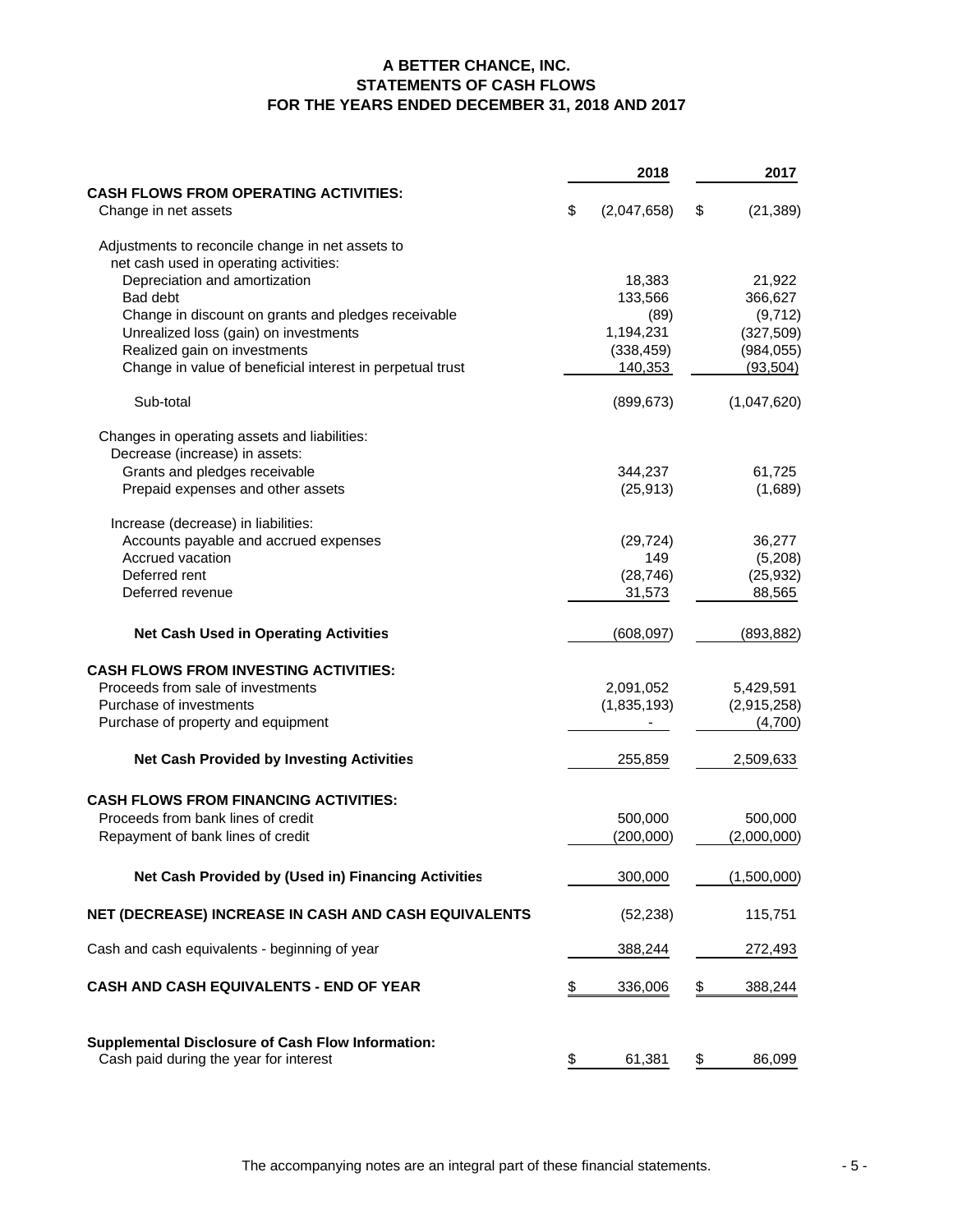# A BETTER CHANCE, INC.
## STATEMENTS OF CASH FLOWS
### FOR THE YEARS ENDED DECEMBER 31, 2018 AND 2017

| | 2018 | 2017 |
|---|---|---|
| **CASH FLOWS FROM OPERATING ACTIVITIES:** | | |
| Change in net assets | $ (2,047,658) | $ (21,389) |
| Adjustments to reconcile change in net assets to net cash used in operating activities: | | |
| Depreciation and amortization | 18,383 | 21,922 |
| Bad debt | 133,566 | 366,627 |
| Change in discount on grants and pledges receivable | (89) | (9,712) |
| Unrealized loss (gain) on investments | 1,194,231 | (327,509) |
| Realized gain on investments | (338,459) | (984,055) |
| Change in value of beneficial interest in perpetual trust | 140,353 | (93,504) |
| Sub-total | (899,673) | (1,047,620) |
| Changes in operating assets and liabilities: | | |
| Decrease (increase) in assets: | | |
| Grants and pledges receivable | 344,237 | 61,725 |
| Prepaid expenses and other assets | (25,913) | (1,689) |
| Increase (decrease) in liabilities: | | |
| Accounts payable and accrued expenses | (29,724) | 36,277 |
| Accrued vacation | 149 | (5,208) |
| Deferred rent | (28,746) | (25,932) |
| Deferred revenue | 31,573 | 88,565 |
| **Net Cash Used in Operating Activities** | (608,097) | (893,882) |
| **CASH FLOWS FROM INVESTING ACTIVITIES:** | | |
| Proceeds from sale of investments | 2,091,052 | 5,429,591 |
| Purchase of investments | (1,835,193) | (2,915,258) |
| Purchase of property and equipment | - | (4,700) |
| **Net Cash Provided by Investing Activities** | 255,859 | 2,509,633 |
| **CASH FLOWS FROM FINANCING ACTIVITIES:** | | |
| Proceeds from bank lines of credit | 500,000 | 500,000 |
| Repayment of bank lines of credit | (200,000) | (2,000,000) |
| **Net Cash Provided by (Used in) Financing Activities** | 300,000 | (1,500,000) |
| **NET (DECREASE) INCREASE IN CASH AND CASH EQUIVALENTS** | (52,238) | 115,751 |
| Cash and cash equivalents - beginning of year | 388,244 | 272,493 |
| **CASH AND CASH EQUIVALENTS - END OF YEAR** | $ 336,006 | $ 388,244 |
| **Supplemental Disclosure of Cash Flow Information:** | | |
| Cash paid during the year for interest | $ 61,381 | $ 86,099 |

The accompanying notes are an integral part of these financial statements.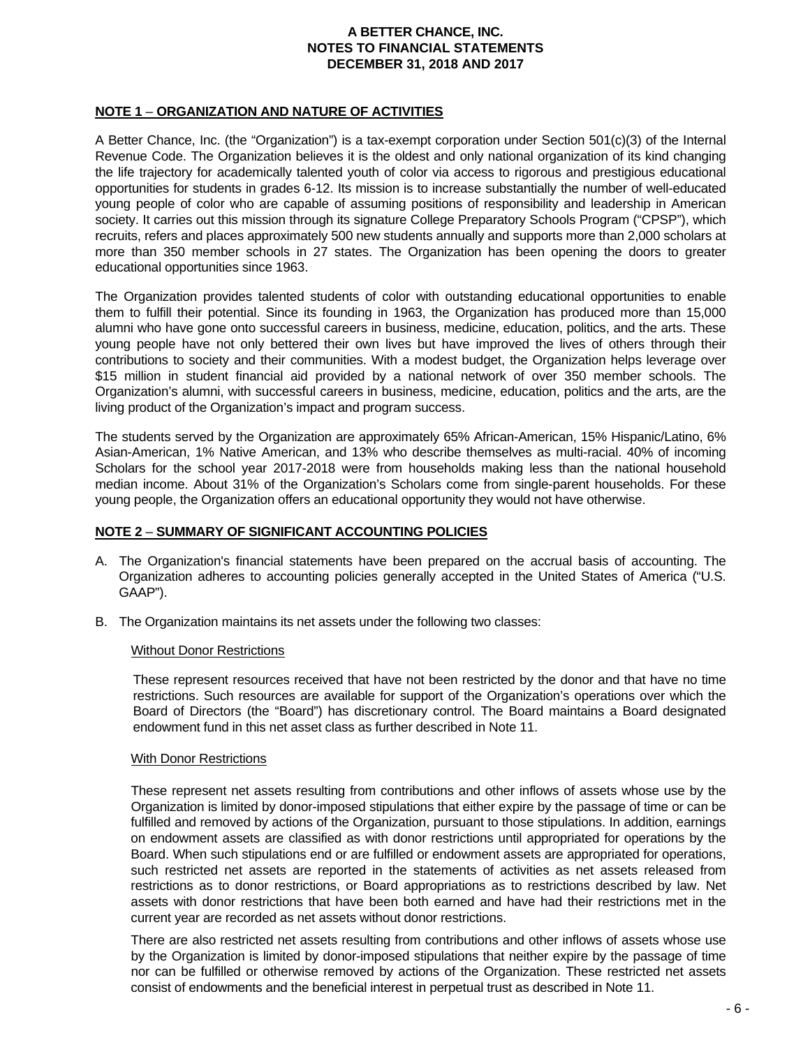**A BETTER CHANCE, INC.**
**NOTES TO FINANCIAL STATEMENTS**
**DECEMBER 31, 2018 AND 2017**

## NOTE 1 – ORGANIZATION AND NATURE OF ACTIVITIES

A Better Chance, Inc. (the "Organization") is a tax-exempt corporation under Section 501(c)(3) of the Internal Revenue Code. The Organization believes it is the oldest and only national organization of its kind changing the life trajectory for academically talented youth of color via access to rigorous and prestigious educational opportunities for students in grades 6-12. Its mission is to increase substantially the number of well-educated young people of color who are capable of assuming positions of responsibility and leadership in American society. It carries out this mission through its signature College Preparatory Schools Program ("CPSP"), which recruits, refers and places approximately 500 new students annually and supports more than 2,000 scholars at more than 350 member schools in 27 states. The Organization has been opening the doors to greater educational opportunities since 1963.

The Organization provides talented students of color with outstanding educational opportunities to enable them to fulfill their potential. Since its founding in 1963, the Organization has produced more than 15,000 alumni who have gone onto successful careers in business, medicine, education, politics, and the arts. These young people have not only bettered their own lives but have improved the lives of others through their contributions to society and their communities. With a modest budget, the Organization helps leverage over $15 million in student financial aid provided by a national network of over 350 member schools. The Organization's alumni, with successful careers in business, medicine, education, politics and the arts, are the living product of the Organization's impact and program success.

The students served by the Organization are approximately 65% African-American, 15% Hispanic/Latino, 6% Asian-American, 1% Native American, and 13% who describe themselves as multi-racial. 40% of incoming Scholars for the school year 2017-2018 were from households making less than the national household median income. About 31% of the Organization's Scholars come from single-parent households. For these young people, the Organization offers an educational opportunity they would not have otherwise.

## NOTE 2 – SUMMARY OF SIGNIFICANT ACCOUNTING POLICIES

A. The Organization's financial statements have been prepared on the accrual basis of accounting. The Organization adheres to accounting policies generally accepted in the United States of America ("U.S. GAAP").

B. The Organization maintains its net assets under the following two classes:

Without Donor Restrictions

These represent resources received that have not been restricted by the donor and that have no time restrictions. Such resources are available for support of the Organization's operations over which the Board of Directors (the "Board") has discretionary control. The Board maintains a Board designated endowment fund in this net asset class as further described in Note 11.

With Donor Restrictions

These represent net assets resulting from contributions and other inflows of assets whose use by the Organization is limited by donor-imposed stipulations that either expire by the passage of time or can be fulfilled and removed by actions of the Organization, pursuant to those stipulations. In addition, earnings on endowment assets are classified as with donor restrictions until appropriated for operations by the Board. When such stipulations end or are fulfilled or endowment assets are appropriated for operations, such restricted net assets are reported in the statements of activities as net assets released from restrictions as to donor restrictions, or Board appropriations as to restrictions described by law. Net assets with donor restrictions that have been both earned and have had their restrictions met in the current year are recorded as net assets without donor restrictions.

There are also restricted net assets resulting from contributions and other inflows of assets whose use by the Organization is limited by donor-imposed stipulations that neither expire by the passage of time nor can be fulfilled or otherwise removed by actions of the Organization. These restricted net assets consist of endowments and the beneficial interest in perpetual trust as described in Note 11.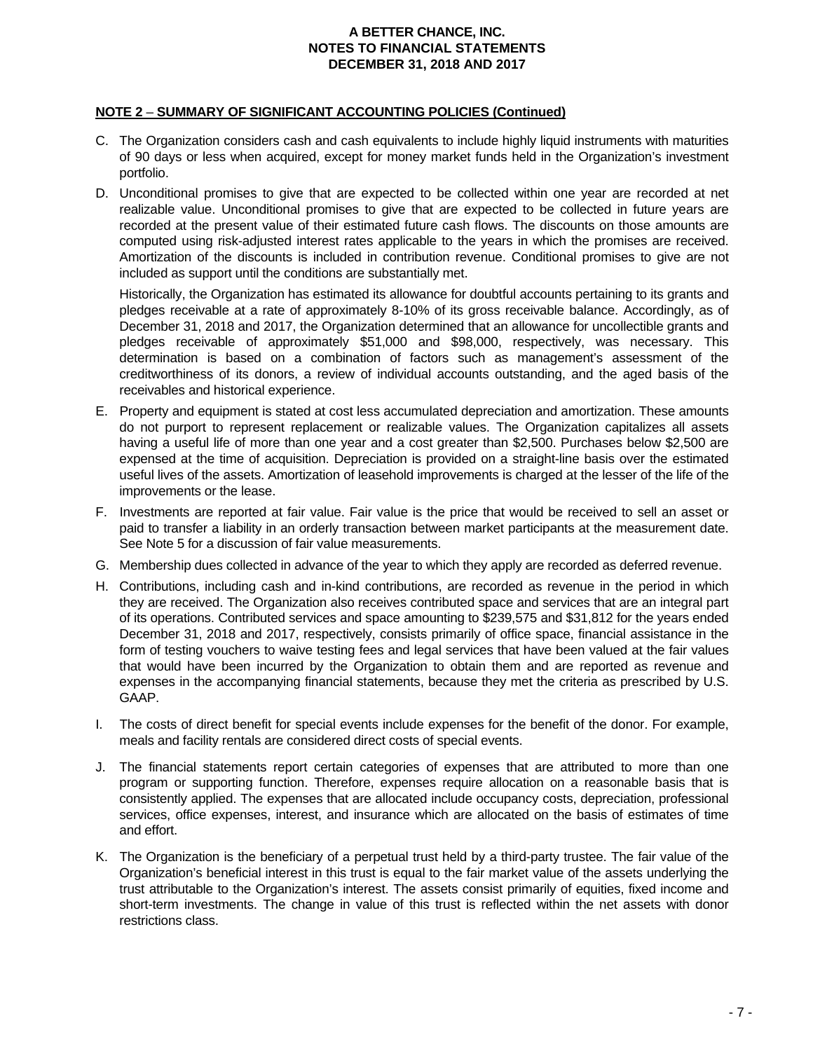## NOTE 2 – SUMMARY OF SIGNIFICANT ACCOUNTING POLICIES (Continued)

C. The Organization considers cash and cash equivalents to include highly liquid instruments with maturities of 90 days or less when acquired, except for money market funds held in the Organization's investment portfolio.

D. Unconditional promises to give that are expected to be collected within one year are recorded at net realizable value. Unconditional promises to give that are expected to be collected in future years are recorded at the present value of their estimated future cash flows. The discounts on those amounts are computed using risk-adjusted interest rates applicable to the years in which the promises are received. Amortization of the discounts is included in contribution revenue. Conditional promises to give are not included as support until the conditions are substantially met.

   Historically, the Organization has estimated its allowance for doubtful accounts pertaining to its grants and pledges receivable at a rate of approximately 8-10% of its gross receivable balance. Accordingly, as of December 31, 2018 and 2017, the Organization determined that an allowance for uncollectible grants and pledges receivable of approximately $51,000 and $98,000, respectively, was necessary. This determination is based on a combination of factors such as management's assessment of the creditworthiness of its donors, a review of individual accounts outstanding, and the aged basis of the receivables and historical experience.

E. Property and equipment is stated at cost less accumulated depreciation and amortization. These amounts do not purport to represent replacement or realizable values. The Organization capitalizes all assets having a useful life of more than one year and a cost greater than $2,500. Purchases below $2,500 are expensed at the time of acquisition. Depreciation is provided on a straight-line basis over the estimated useful lives of the assets. Amortization of leasehold improvements is charged at the lesser of the life of the improvements or the lease.

F. Investments are reported at fair value. Fair value is the price that would be received to sell an asset or paid to transfer a liability in an orderly transaction between market participants at the measurement date. See Note 5 for a discussion of fair value measurements.

G. Membership dues collected in advance of the year to which they apply are recorded as deferred revenue.

H. Contributions, including cash and in-kind contributions, are recorded as revenue in the period in which they are received. The Organization also receives contributed space and services that are an integral part of its operations. Contributed services and space amounting to $239,575 and $31,812 for the years ended December 31, 2018 and 2017, respectively, consists primarily of office space, financial assistance in the form of testing vouchers to waive testing fees and legal services that have been valued at the fair values that would have been incurred by the Organization to obtain them and are reported as revenue and expenses in the accompanying financial statements, because they met the criteria as prescribed by U.S. GAAP.

I. The costs of direct benefit for special events include expenses for the benefit of the donor. For example, meals and facility rentals are considered direct costs of special events.

J. The financial statements report certain categories of expenses that are attributed to more than one program or supporting function. Therefore, expenses require allocation on a reasonable basis that is consistently applied. The expenses that are allocated include occupancy costs, depreciation, professional services, office expenses, interest, and insurance which are allocated on the basis of estimates of time and effort.

K. The Organization is the beneficiary of a perpetual trust held by a third-party trustee. The fair value of the Organization's beneficial interest in this trust is equal to the fair market value of the assets underlying the trust attributable to the Organization's interest. The assets consist primarily of equities, fixed income and short-term investments. The change in value of this trust is reflected within the net assets with donor restrictions class.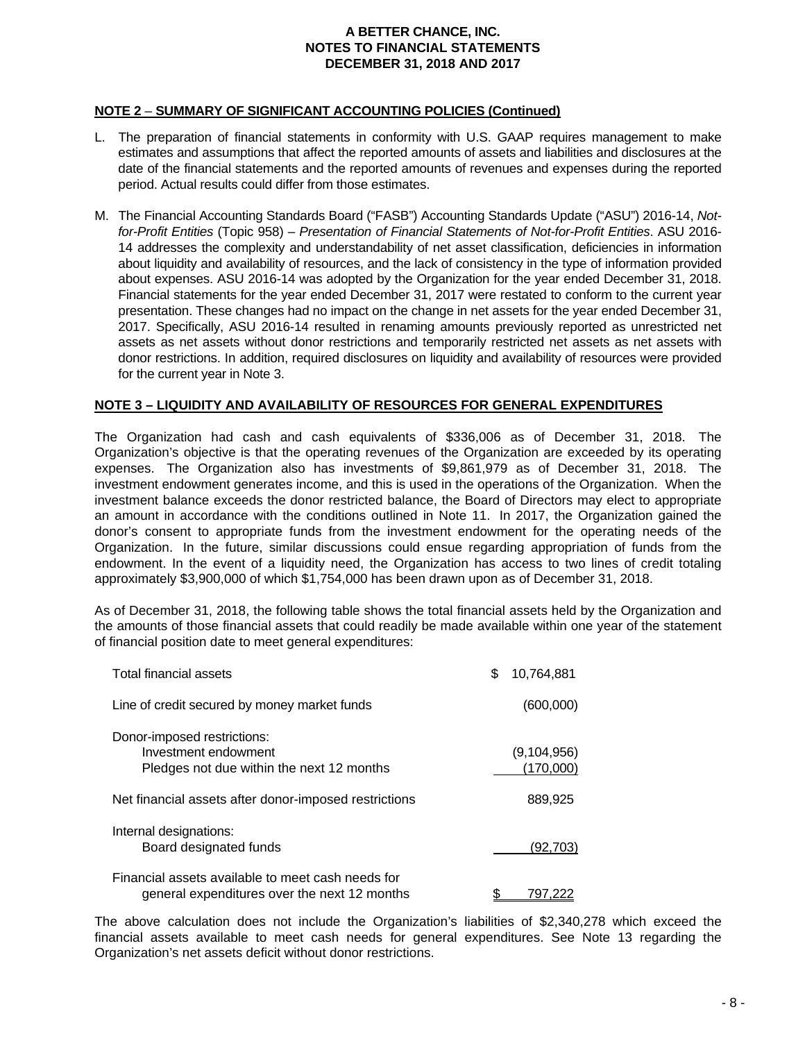**NOTE 2 – SUMMARY OF SIGNIFICANT ACCOUNTING POLICIES (Continued)**

L. The preparation of financial statements in conformity with U.S. GAAP requires management to make estimates and assumptions that affect the reported amounts of assets and liabilities and disclosures at the date of the financial statements and the reported amounts of revenues and expenses during the reported period. Actual results could differ from those estimates.

M. The Financial Accounting Standards Board ("FASB") Accounting Standards Update ("ASU") 2016-14, *Not-for-Profit Entities* (Topic 958) – *Presentation of Financial Statements of Not-for-Profit Entities*. ASU 2016-14 addresses the complexity and understandability of net asset classification, deficiencies in information about liquidity and availability of resources, and the lack of consistency in the type of information provided about expenses. ASU 2016-14 was adopted by the Organization for the year ended December 31, 2018. Financial statements for the year ended December 31, 2017 were restated to conform to the current year presentation. These changes had no impact on the change in net assets for the year ended December 31, 2017. Specifically, ASU 2016-14 resulted in renaming amounts previously reported as unrestricted net assets as net assets without donor restrictions and temporarily restricted net assets as net assets with donor restrictions. In addition, required disclosures on liquidity and availability of resources were provided for the current year in Note 3.

**NOTE 3 – LIQUIDITY AND AVAILABILITY OF RESOURCES FOR GENERAL EXPENDITURES**

The Organization had cash and cash equivalents of $336,006 as of December 31, 2018. The Organization's objective is that the operating revenues of the Organization are exceeded by its operating expenses. The Organization also has investments of $9,861,979 as of December 31, 2018. The investment endowment generates income, and this is used in the operations of the Organization. When the investment balance exceeds the donor restricted balance, the Board of Directors may elect to appropriate an amount in accordance with the conditions outlined in Note 11. In 2017, the Organization gained the donor's consent to appropriate funds from the investment endowment for the operating needs of the Organization. In the future, similar discussions could ensue regarding appropriation of funds from the endowment. In the event of a liquidity need, the Organization has access to two lines of credit totaling approximately $3,900,000 of which $1,754,000 has been drawn upon as of December 31, 2018.

As of December 31, 2018, the following table shows the total financial assets held by the Organization and the amounts of those financial assets that could readily be made available within one year of the statement of financial position date to meet general expenditures:

| | |
|---|---|
| Total financial assets | $ 10,764,881 |
| Line of credit secured by money market funds | (600,000) |
| Donor-imposed restrictions: | |
| Investment endowment | (9,104,956) |
| Pledges not due within the next 12 months | (170,000) |
| Net financial assets after donor-imposed restrictions | 889,925 |
| Internal designations: | |
| Board designated funds | (92,703) |
| Financial assets available to meet cash needs for general expenditures over the next 12 months | $ 797,222 |

The above calculation does not include the Organization's liabilities of $2,340,278 which exceed the financial assets available to meet cash needs for general expenditures. See Note 13 regarding the Organization's net assets deficit without donor restrictions.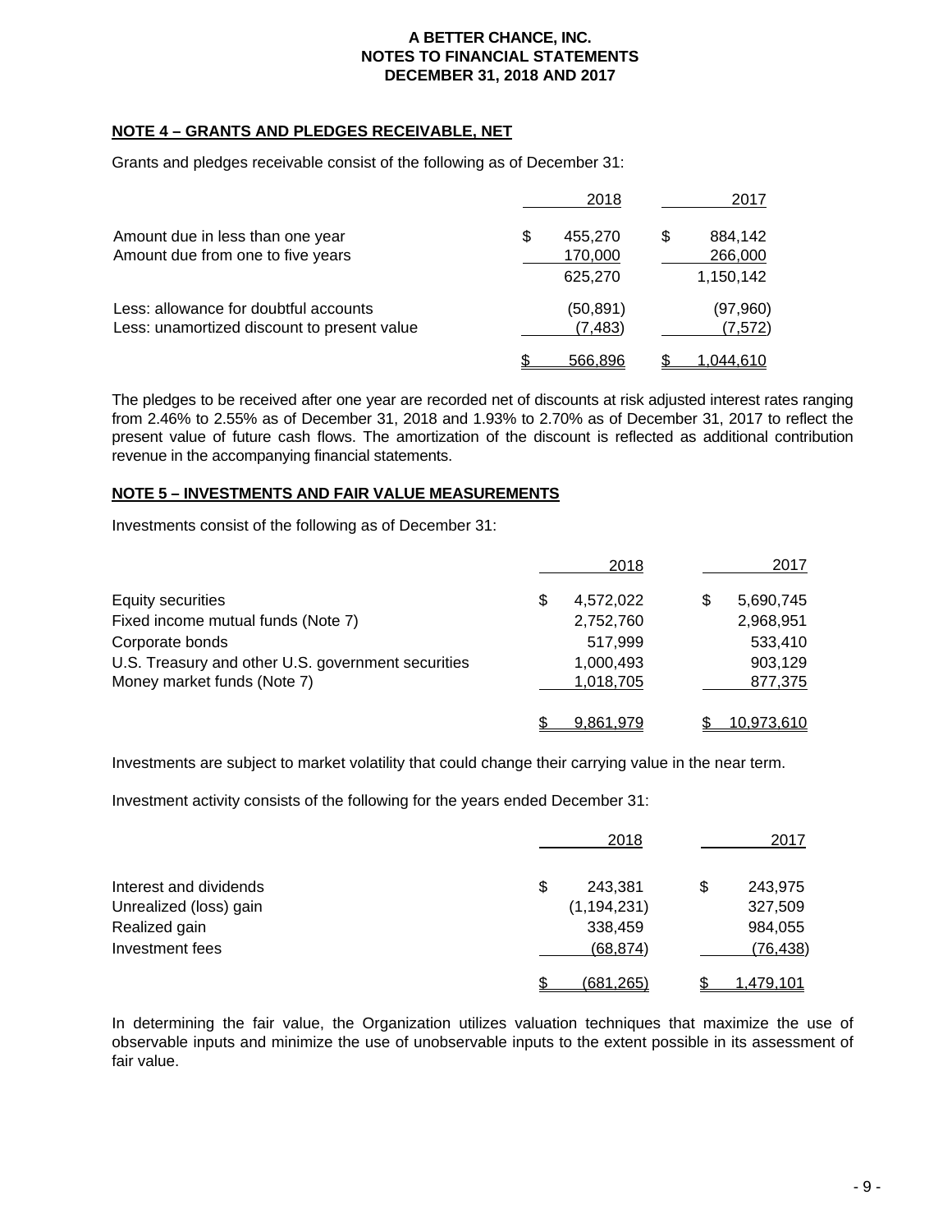## NOTE 4 – GRANTS AND PLEDGES RECEIVABLE, NET

Grants and pledges receivable consist of the following as of December 31:

| | 2018 | 2017 |
|---|---|---|
| Amount due in less than one year | $ 455,270 | $ 884,142 |
| Amount due from one to five years | 170,000 | 266,000 |
| | 625,270 | 1,150,142 |
| Less: allowance for doubtful accounts | (50,891) | (97,960) |
| Less: unamortized discount to present value | (7,483) | (7,572) |
| | $ 566,896 | $ 1,044,610 |

The pledges to be received after one year are recorded net of discounts at risk adjusted interest rates ranging from 2.46% to 2.55% as of December 31, 2018 and 1.93% to 2.70% as of December 31, 2017 to reflect the present value of future cash flows. The amortization of the discount is reflected as additional contribution revenue in the accompanying financial statements.

## NOTE 5 – INVESTMENTS AND FAIR VALUE MEASUREMENTS

Investments consist of the following as of December 31:

| | 2018 | 2017 |
|---|---|---|
| Equity securities | $ 4,572,022 | $ 5,690,745 |
| Fixed income mutual funds (Note 7) | 2,752,760 | 2,968,951 |
| Corporate bonds | 517,999 | 533,410 |
| U.S. Treasury and other U.S. government securities | 1,000,493 | 903,129 |
| Money market funds (Note 7) | 1,018,705 | 877,375 |
| | $ 9,861,979 | $ 10,973,610 |

Investments are subject to market volatility that could change their carrying value in the near term.

Investment activity consists of the following for the years ended December 31:

| | 2018 | 2017 |
|---|---|---|
| Interest and dividends | $ 243,381 | $ 243,975 |
| Unrealized (loss) gain | (1,194,231) | 327,509 |
| Realized gain | 338,459 | 984,055 |
| Investment fees | (68,874) | (76,438) |
| | $ (681,265) | $ 1,479,101 |

In determining the fair value, the Organization utilizes valuation techniques that maximize the use of observable inputs and minimize the use of unobservable inputs to the extent possible in its assessment of fair value.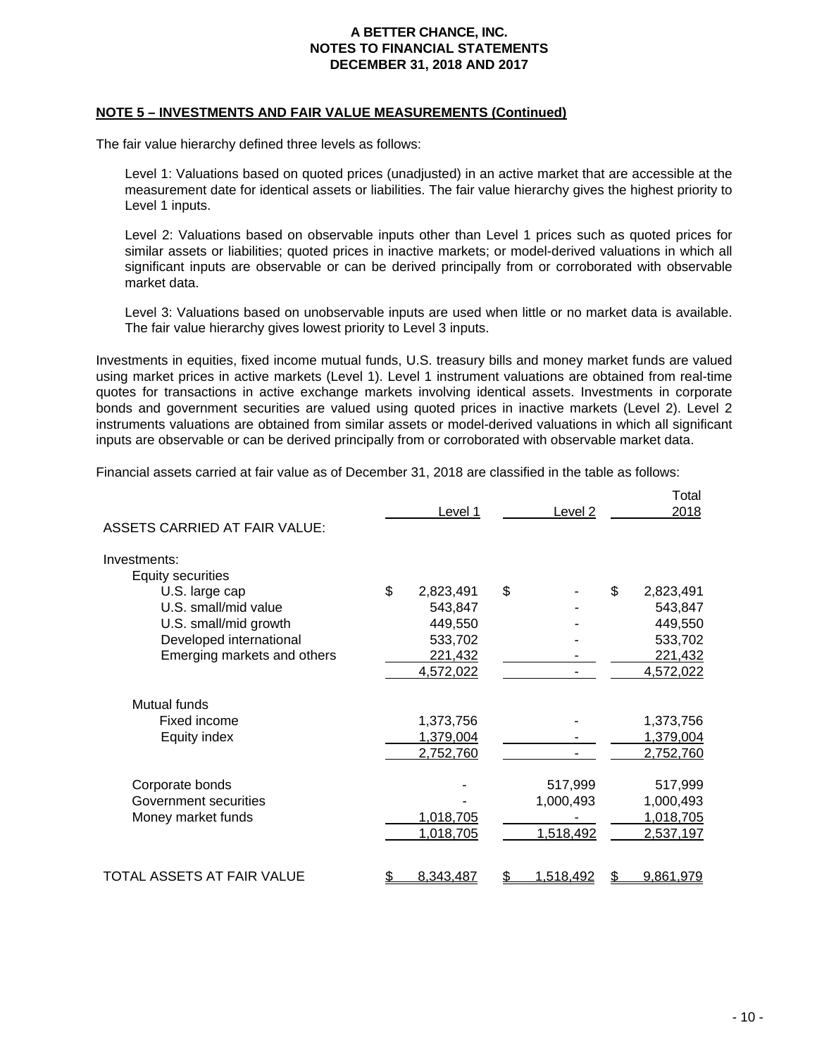**A BETTER CHANCE, INC.**
**NOTES TO FINANCIAL STATEMENTS**
**DECEMBER 31, 2018 AND 2017**

## NOTE 5 – INVESTMENTS AND FAIR VALUE MEASUREMENTS (Continued)

The fair value hierarchy defined three levels as follows:

Level 1: Valuations based on quoted prices (unadjusted) in an active market that are accessible at the measurement date for identical assets or liabilities. The fair value hierarchy gives the highest priority to Level 1 inputs.

Level 2: Valuations based on observable inputs other than Level 1 prices such as quoted prices for similar assets or liabilities; quoted prices in inactive markets; or model-derived valuations in which all significant inputs are observable or can be derived principally from or corroborated with observable market data.

Level 3: Valuations based on unobservable inputs are used when little or no market data is available. The fair value hierarchy gives lowest priority to Level 3 inputs.

Investments in equities, fixed income mutual funds, U.S. treasury bills and money market funds are valued using market prices in active markets (Level 1). Level 1 instrument valuations are obtained from real-time quotes for transactions in active exchange markets involving identical assets. Investments in corporate bonds and government securities are valued using quoted prices in inactive markets (Level 2). Level 2 instruments valuations are obtained from similar assets or model-derived valuations in which all significant inputs are observable or can be derived principally from or corroborated with observable market data.

Financial assets carried at fair value as of December 31, 2018 are classified in the table as follows:

| | Level 1 | Level 2 | Total 2018 |
|---|---|---|---|
| ASSETS CARRIED AT FAIR VALUE: | | | |
| Investments: | | | |
| Equity securities | | | |
| U.S. large cap | $ 2,823,491 | $ - | $ 2,823,491 |
| U.S. small/mid value | 543,847 | - | 543,847 |
| U.S. small/mid growth | 449,550 | - | 449,550 |
| Developed international | 533,702 | - | 533,702 |
| Emerging markets and others | 221,432 | - | 221,432 |
| | 4,572,022 | - | 4,572,022 |
| Mutual funds | | | |
| Fixed income | 1,373,756 | - | 1,373,756 |
| Equity index | 1,379,004 | - | 1,379,004 |
| | 2,752,760 | - | 2,752,760 |
| Corporate bonds | - | 517,999 | 517,999 |
| Government securities | - | 1,000,493 | 1,000,493 |
| Money market funds | 1,018,705 | - | 1,018,705 |
| | 1,018,705 | 1,518,492 | 2,537,197 |
| TOTAL ASSETS AT FAIR VALUE | $ 8,343,487 | $ 1,518,492 | $ 9,861,979 |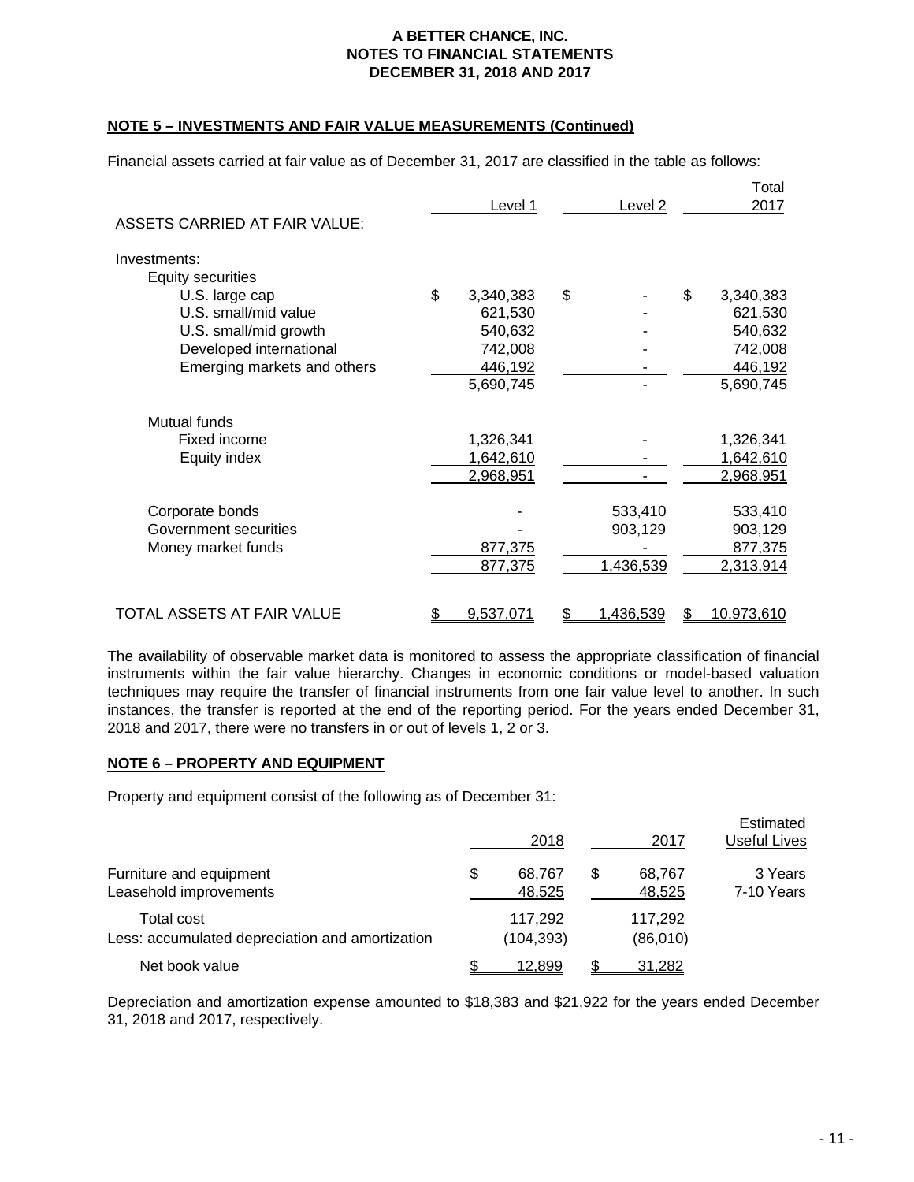**A BETTER CHANCE, INC.**
**NOTES TO FINANCIAL STATEMENTS**
**DECEMBER 31, 2018 AND 2017**

## NOTE 5 – INVESTMENTS AND FAIR VALUE MEASUREMENTS (Continued)

Financial assets carried at fair value as of December 31, 2017 are classified in the table as follows:

| | Level 1 | Level 2 | Total 2017 |
|---|---|---|---|
| ASSETS CARRIED AT FAIR VALUE: | | | |
| Investments: | | | |
| Equity securities | | | |
| U.S. large cap | $ 3,340,383 | $ - | $ 3,340,383 |
| U.S. small/mid value | 621,530 | - | 621,530 |
| U.S. small/mid growth | 540,632 | - | 540,632 |
| Developed international | 742,008 | - | 742,008 |
| Emerging markets and others | 446,192 | - | 446,192 |
| | 5,690,745 | - | 5,690,745 |
| Mutual funds | | | |
| Fixed income | 1,326,341 | - | 1,326,341 |
| Equity index | 1,642,610 | - | 1,642,610 |
| | 2,968,951 | - | 2,968,951 |
| Corporate bonds | - | 533,410 | 533,410 |
| Government securities | - | 903,129 | 903,129 |
| Money market funds | 877,375 | - | 877,375 |
| | 877,375 | 1,436,539 | 2,313,914 |
| TOTAL ASSETS AT FAIR VALUE | $ 9,537,071 | $ 1,436,539 | $ 10,973,610 |

The availability of observable market data is monitored to assess the appropriate classification of financial instruments within the fair value hierarchy. Changes in economic conditions or model-based valuation techniques may require the transfer of financial instruments from one fair value level to another. In such instances, the transfer is reported at the end of the reporting period. For the years ended December 31, 2018 and 2017, there were no transfers in or out of levels 1, 2 or 3.

## NOTE 6 – PROPERTY AND EQUIPMENT

Property and equipment consist of the following as of December 31:

| | 2018 | 2017 | Estimated Useful Lives |
|---|---|---|---|
| Furniture and equipment | $ 68,767 | $ 68,767 | 3 Years |
| Leasehold improvements | 48,525 | 48,525 | 7-10 Years |
| Total cost | 117,292 | 117,292 | |
| Less: accumulated depreciation and amortization | (104,393) | (86,010) | |
| Net book value | $ 12,899 | $ 31,282 | |

Depreciation and amortization expense amounted to $18,383 and $21,922 for the years ended December 31, 2018 and 2017, respectively.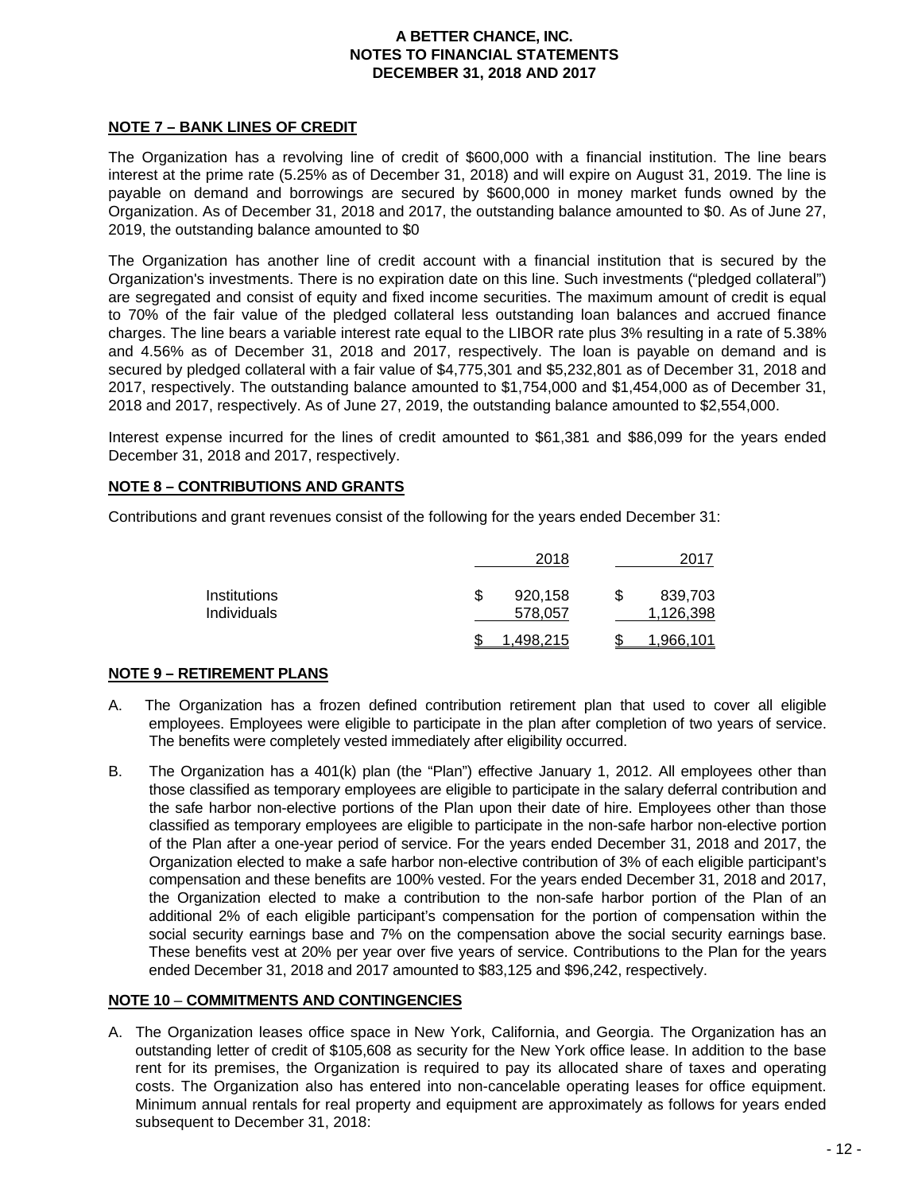## NOTE 7 – BANK LINES OF CREDIT

The Organization has a revolving line of credit of $600,000 with a financial institution. The line bears interest at the prime rate (5.25% as of December 31, 2018) and will expire on August 31, 2019. The line is payable on demand and borrowings are secured by $600,000 in money market funds owned by the Organization. As of December 31, 2018 and 2017, the outstanding balance amounted to $0. As of June 27, 2019, the outstanding balance amounted to $0

The Organization has another line of credit account with a financial institution that is secured by the Organization's investments. There is no expiration date on this line. Such investments ("pledged collateral") are segregated and consist of equity and fixed income securities. The maximum amount of credit is equal to 70% of the fair value of the pledged collateral less outstanding loan balances and accrued finance charges. The line bears a variable interest rate equal to the LIBOR rate plus 3% resulting in a rate of 5.38% and 4.56% as of December 31, 2018 and 2017, respectively. The loan is payable on demand and is secured by pledged collateral with a fair value of $4,775,301 and $5,232,801 as of December 31, 2018 and 2017, respectively. The outstanding balance amounted to $1,754,000 and $1,454,000 as of December 31, 2018 and 2017, respectively. As of June 27, 2019, the outstanding balance amounted to $2,554,000.

Interest expense incurred for the lines of credit amounted to $61,381 and $86,099 for the years ended December 31, 2018 and 2017, respectively.

## NOTE 8 – CONTRIBUTIONS AND GRANTS

Contributions and grant revenues consist of the following for the years ended December 31:

| | 2018 | 2017 |
|---|---|---|
| Institutions | $ 920,158 | $ 839,703 |
| Individuals | 578,057 | 1,126,398 |
| | $ 1,498,215 | $ 1,966,101 |

## NOTE 9 – RETIREMENT PLANS

A. The Organization has a frozen defined contribution retirement plan that used to cover all eligible employees. Employees were eligible to participate in the plan after completion of two years of service. The benefits were completely vested immediately after eligibility occurred.

B. The Organization has a 401(k) plan (the "Plan") effective January 1, 2012. All employees other than those classified as temporary employees are eligible to participate in the salary deferral contribution and the safe harbor non-elective portions of the Plan upon their date of hire. Employees other than those classified as temporary employees are eligible to participate in the non-safe harbor non-elective portion of the Plan after a one-year period of service. For the years ended December 31, 2018 and 2017, the Organization elected to make a safe harbor non-elective contribution of 3% of each eligible participant's compensation and these benefits are 100% vested. For the years ended December 31, 2018 and 2017, the Organization elected to make a contribution to the non-safe harbor portion of the Plan of an additional 2% of each eligible participant's compensation for the portion of compensation within the social security earnings base and 7% on the compensation above the social security earnings base. These benefits vest at 20% per year over five years of service. Contributions to the Plan for the years ended December 31, 2018 and 2017 amounted to $83,125 and $96,242, respectively.

## NOTE 10 – COMMITMENTS AND CONTINGENCIES

A. The Organization leases office space in New York, California, and Georgia. The Organization has an outstanding letter of credit of $105,608 as security for the New York office lease. In addition to the base rent for its premises, the Organization is required to pay its allocated share of taxes and operating costs. The Organization also has entered into non-cancelable operating leases for office equipment. Minimum annual rentals for real property and equipment are approximately as follows for years ended subsequent to December 31, 2018: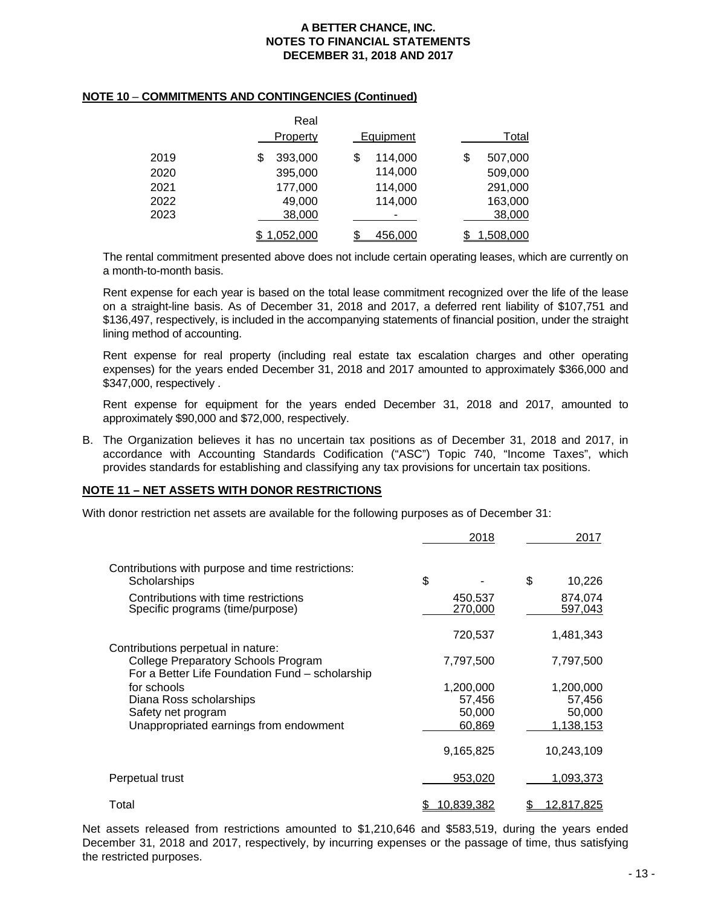A BETTER CHANCE, INC.
NOTES TO FINANCIAL STATEMENTS
DECEMBER 31, 2018 AND 2017

**NOTE 10 – COMMITMENTS AND CONTINGENCIES (Continued)**

| | Real Property | Equipment | Total |
|---|---|---|---|
| 2019 | $ 393,000 | $ 114,000 | $ 507,000 |
| 2020 | 395,000 | 114,000 | 509,000 |
| 2021 | 177,000 | 114,000 | 291,000 |
| 2022 | 49,000 | 114,000 | 163,000 |
| 2023 | 38,000 | - | 38,000 |
| | $ 1,052,000 | $ 456,000 | $ 1,508,000 |

The rental commitment presented above does not include certain operating leases, which are currently on a month-to-month basis.

Rent expense for each year is based on the total lease commitment recognized over the life of the lease on a straight-line basis. As of December 31, 2018 and 2017, a deferred rent liability of $107,751 and $136,497, respectively, is included in the accompanying statements of financial position, under the straight lining method of accounting.

Rent expense for real property (including real estate tax escalation charges and other operating expenses) for the years ended December 31, 2018 and 2017 amounted to approximately $366,000 and $347,000, respectively .

Rent expense for equipment for the years ended December 31, 2018 and 2017, amounted to approximately $90,000 and $72,000, respectively.

B. The Organization believes it has no uncertain tax positions as of December 31, 2018 and 2017, in accordance with Accounting Standards Codification ("ASC") Topic 740, "Income Taxes", which provides standards for establishing and classifying any tax provisions for uncertain tax positions.

**NOTE 11 – NET ASSETS WITH DONOR RESTRICTIONS**

With donor restriction net assets are available for the following purposes as of December 31:

| | 2018 | 2017 |
|---|---|---|
| Contributions with purpose and time restrictions: | | |
| Scholarships | $ - | $ 10,226 |
| Contributions with time restrictions | 450,537 | 874,074 |
| Specific programs (time/purpose) | 270,000 | 597,043 |
| | 720,537 | 1,481,343 |
| Contributions perpetual in nature: | | |
| College Preparatory Schools Program | 7,797,500 | 7,797,500 |
| For a Better Life Foundation Fund – scholarship for schools | 1,200,000 | 1,200,000 |
| Diana Ross scholarships | 57,456 | 57,456 |
| Safety net program | 50,000 | 50,000 |
| Unappropriated earnings from endowment | 60,869 | 1,138,153 |
| | 9,165,825 | 10,243,109 |
| Perpetual trust | 953,020 | 1,093,373 |
| Total | $ 10,839,382 | $ 12,817,825 |

Net assets released from restrictions amounted to $1,210,646 and $583,519, during the years ended December 31, 2018 and 2017, respectively, by incurring expenses or the passage of time, thus satisfying the restricted purposes.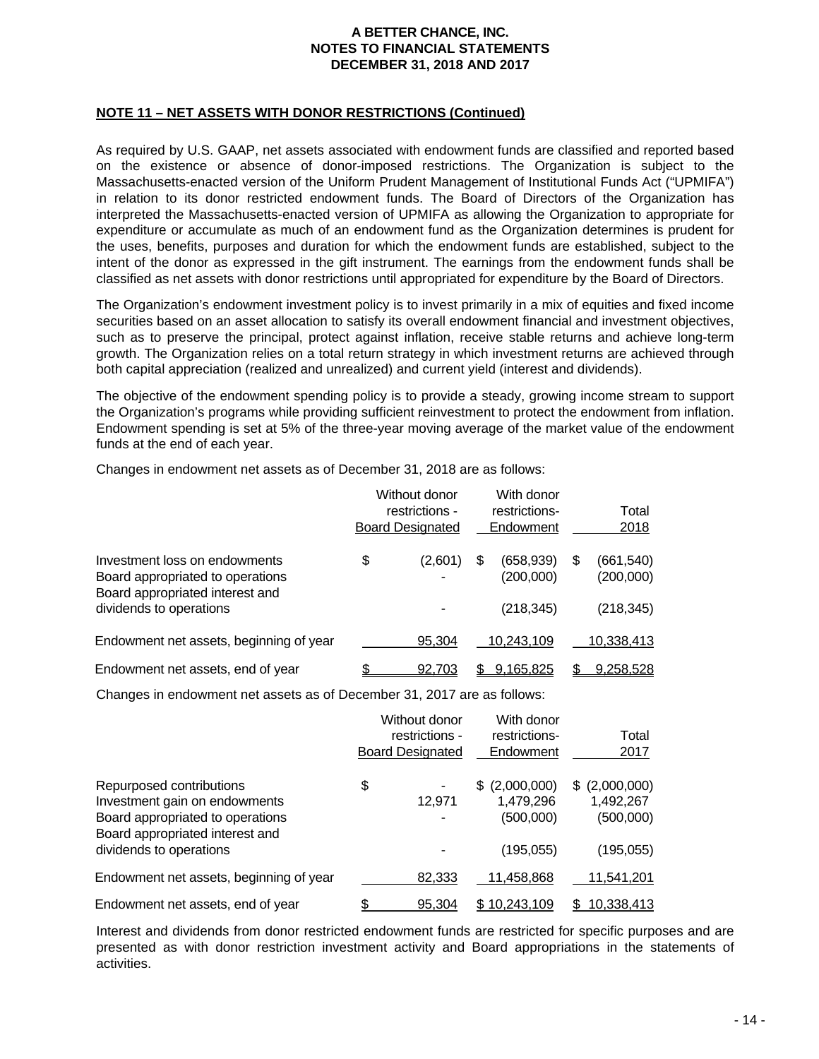**A BETTER CHANCE, INC.**
**NOTES TO FINANCIAL STATEMENTS**
**DECEMBER 31, 2018 AND 2017**

## NOTE 11 – NET ASSETS WITH DONOR RESTRICTIONS (Continued)

As required by U.S. GAAP, net assets associated with endowment funds are classified and reported based on the existence or absence of donor-imposed restrictions. The Organization is subject to the Massachusetts-enacted version of the Uniform Prudent Management of Institutional Funds Act ("UPMIFA") in relation to its donor restricted endowment funds. The Board of Directors of the Organization has interpreted the Massachusetts-enacted version of UPMIFA as allowing the Organization to appropriate for expenditure or accumulate as much of an endowment fund as the Organization determines is prudent for the uses, benefits, purposes and duration for which the endowment funds are established, subject to the intent of the donor as expressed in the gift instrument. The earnings from the endowment funds shall be classified as net assets with donor restrictions until appropriated for expenditure by the Board of Directors.

The Organization's endowment investment policy is to invest primarily in a mix of equities and fixed income securities based on an asset allocation to satisfy its overall endowment financial and investment objectives, such as to preserve the principal, protect against inflation, receive stable returns and achieve long-term growth. The Organization relies on a total return strategy in which investment returns are achieved through both capital appreciation (realized and unrealized) and current yield (interest and dividends).

The objective of the endowment spending policy is to provide a steady, growing income stream to support the Organization's programs while providing sufficient reinvestment to protect the endowment from inflation. Endowment spending is set at 5% of the three-year moving average of the market value of the endowment funds at the end of each year.

Changes in endowment net assets as of December 31, 2018 are as follows:

| | Without donor restrictions - Board Designated | With donor restrictions- Endowment | Total 2018 |
|---|---|---|---|
| Investment loss on endowments | $ (2,601) | $ (658,939) | $ (661,540) |
| Board appropriated to operations | - | (200,000) | (200,000) |
| Board appropriated interest and dividends to operations | - | (218,345) | (218,345) |
| Endowment net assets, beginning of year | 95,304 | 10,243,109 | 10,338,413 |
| Endowment net assets, end of year | $ 92,703 | $ 9,165,825 | $ 9,258,528 |

Changes in endowment net assets as of December 31, 2017 are as follows:

| | Without donor restrictions - Board Designated | With donor restrictions- Endowment | Total 2017 |
|---|---|---|---|
| Repurposed contributions | $ - | $ (2,000,000) | $ (2,000,000) |
| Investment gain on endowments | 12,971 | 1,479,296 | 1,492,267 |
| Board appropriated to operations | - | (500,000) | (500,000) |
| Board appropriated interest and dividends to operations | - | (195,055) | (195,055) |
| Endowment net assets, beginning of year | 82,333 | 11,458,868 | 11,541,201 |
| Endowment net assets, end of year | $ 95,304 | $ 10,243,109 | $ 10,338,413 |

Interest and dividends from donor restricted endowment funds are restricted for specific purposes and are presented as with donor restriction investment activity and Board appropriations in the statements of activities.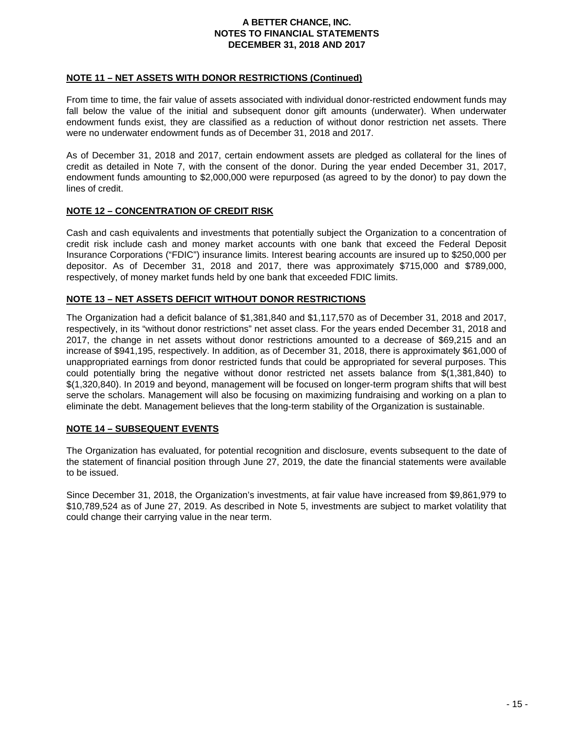**NOTE 11 – NET ASSETS WITH DONOR RESTRICTIONS (Continued)**

From time to time, the fair value of assets associated with individual donor-restricted endowment funds may fall below the value of the initial and subsequent donor gift amounts (underwater). When underwater endowment funds exist, they are classified as a reduction of without donor restriction net assets. There were no underwater endowment funds as of December 31, 2018 and 2017.

As of December 31, 2018 and 2017, certain endowment assets are pledged as collateral for the lines of credit as detailed in Note 7, with the consent of the donor. During the year ended December 31, 2017, endowment funds amounting to $2,000,000 were repurposed (as agreed to by the donor) to pay down the lines of credit.

**NOTE 12 – CONCENTRATION OF CREDIT RISK**

Cash and cash equivalents and investments that potentially subject the Organization to a concentration of credit risk include cash and money market accounts with one bank that exceed the Federal Deposit Insurance Corporations ("FDIC") insurance limits. Interest bearing accounts are insured up to $250,000 per depositor. As of December 31, 2018 and 2017, there was approximately $715,000 and $789,000, respectively, of money market funds held by one bank that exceeded FDIC limits.

**NOTE 13 – NET ASSETS DEFICIT WITHOUT DONOR RESTRICTIONS**

The Organization had a deficit balance of $1,381,840 and $1,117,570 as of December 31, 2018 and 2017, respectively, in its "without donor restrictions" net asset class. For the years ended December 31, 2018 and 2017, the change in net assets without donor restrictions amounted to a decrease of $69,215 and an increase of $941,195, respectively. In addition, as of December 31, 2018, there is approximately $61,000 of unappropriated earnings from donor restricted funds that could be appropriated for several purposes. This could potentially bring the negative without donor restricted net assets balance from $(1,381,840) to $(1,320,840). In 2019 and beyond, management will be focused on longer-term program shifts that will best serve the scholars. Management will also be focusing on maximizing fundraising and working on a plan to eliminate the debt. Management believes that the long-term stability of the Organization is sustainable.

**NOTE 14 – SUBSEQUENT EVENTS**

The Organization has evaluated, for potential recognition and disclosure, events subsequent to the date of the statement of financial position through June 27, 2019, the date the financial statements were available to be issued.

Since December 31, 2018, the Organization's investments, at fair value have increased from $9,861,979 to $10,789,524 as of June 27, 2019. As described in Note 5, investments are subject to market volatility that could change their carrying value in the near term.